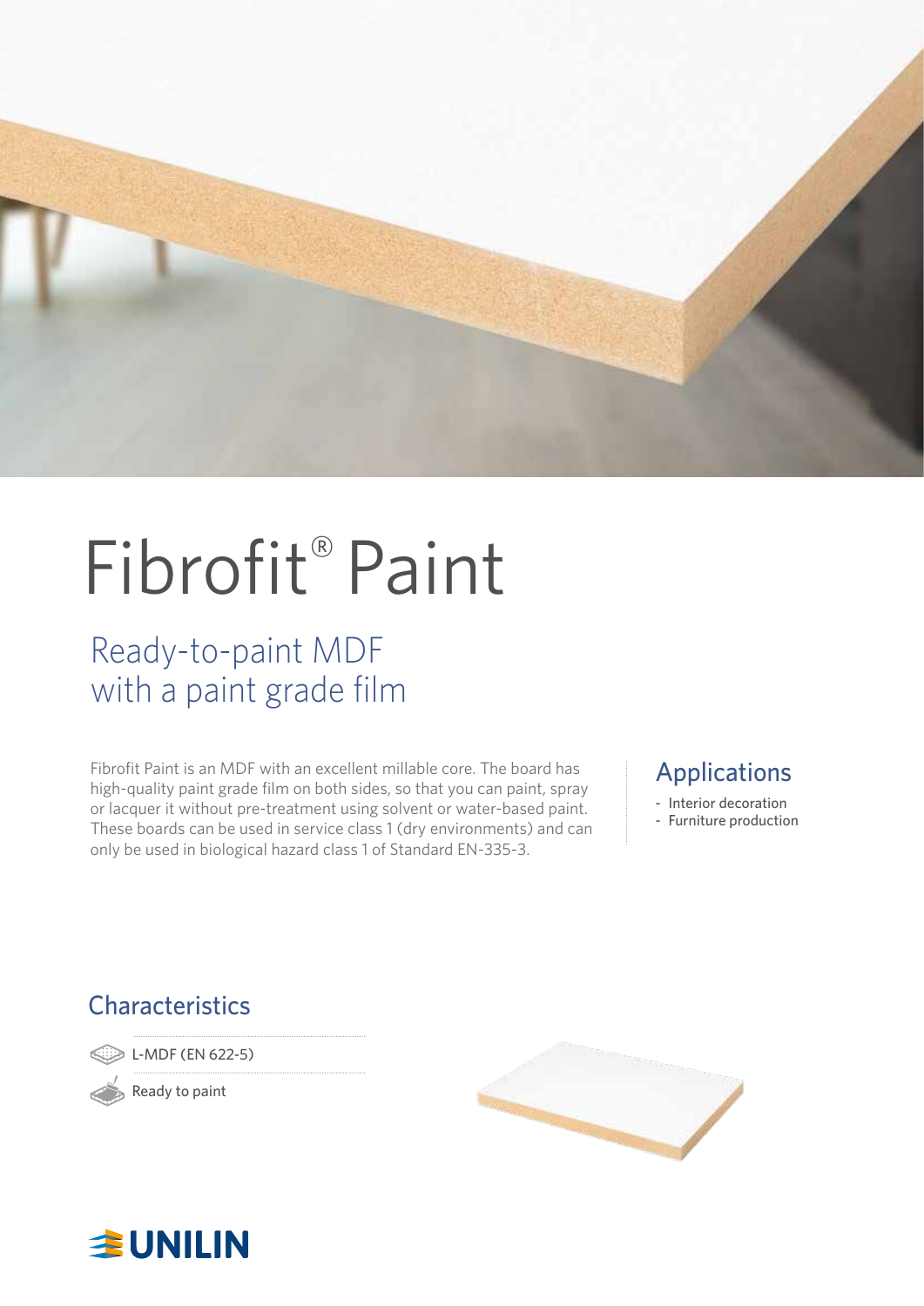# Fibrofit® Paint

## Ready-to-paint MDF with a paint grade film

Fibrofit Paint is an MDF with an excellent millable core. The board has high-quality paint grade film on both sides, so that you can paint, spray or lacquer it without pre-treatment using solvent or water-based paint. These boards can be used in service class 1 (dry environments) and can only be used in biological hazard class 1 of Standard EN-335-3.

## Applications

- Interior decoration
- Furniture production

## Characteristics

- L-MDF (EN 622-5)
- Ready to paint

UNILIN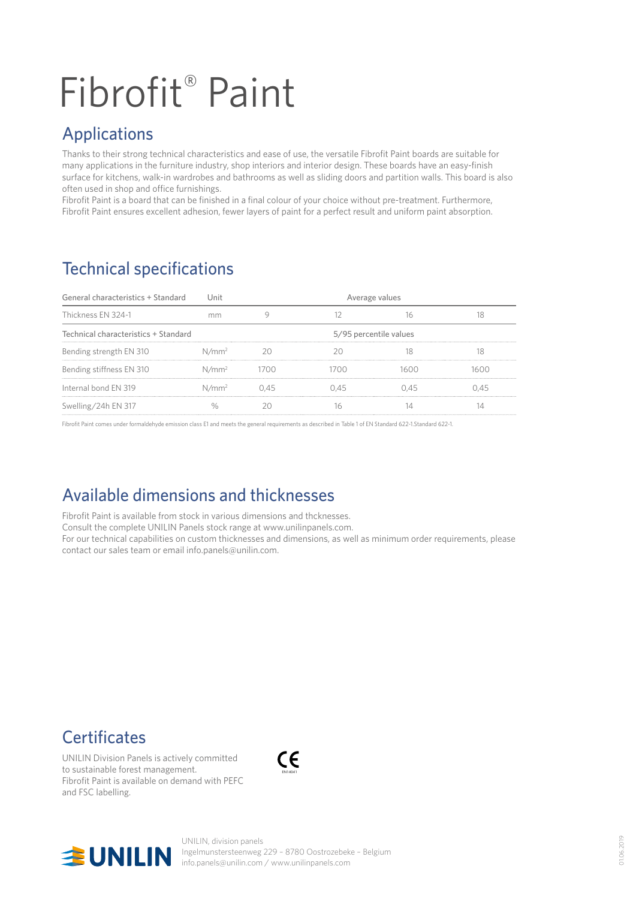# Fibrofit® Paint

## Applications

Thanks to their strong technical characteristics and ease of use, the versatile Fibrofit Paint boards are suitable for many applications in the furniture industry, shop interiors and interior design. These boards have an easy-finish surface for kitchens, walk-in wardrobes and bathrooms as well as sliding doors and partition walls. This board is also often used in shop and office furnishings.
Fibrofit Paint is a board that can be finished in a final colour of your choice without pre-treatment. Furthermore, Fibrofit Paint ensures excellent adhesion, fewer layers of paint for a perfect result and uniform paint absorption.

## Technical specifications

| General characteristics + Standard | Unit | Average values | | | |
|---|---|---|---|---|---|
| Thickness EN 324-1 | mm | 9 | 12 | 16 | 18 |
| Technical characteristics + Standard | | 5/95 percentile values | | | |
| Bending strength EN 310 | N/mm² | 20 | 20 | 18 | 18 |
| Bending stiffness EN 310 | N/mm² | 1700 | 1700 | 1600 | 1600 |
| Internal bond EN 319 | N/mm² | 0,45 | 0,45 | 0,45 | 0,45 |
| Swelling/24h EN 317 | % | 20 | 16 | 14 | 14 |

Fibrofit Paint comes under formaldehyde emission class E1 and meets the general requirements as described in Table 1 of EN Standard 622-1.Standard 622-1.

## Available dimensions and thicknesses

Fibrofit Paint is available from stock in various dimensions and thcknesses.
Consult the complete UNILIN Panels stock range at www.unilinpanels.com.
For our technical capabilities on custom thicknesses and dimensions, as well as minimum order requirements, please contact our sales team or email info.panels@unilin.com.

## Certificates

UNILIN Division Panels is actively committed to sustainable forest management.
Fibrofit Paint is available on demand with PEFC and FSC labelling.

CE
EN14041

UNILIN

UNILIN, division panels
Ingelmunstersteenweg 229 – 8780 Oostrozebeke – Belgium
info.panels@unilin.com / www.unilinpanels.com

01.06.2019